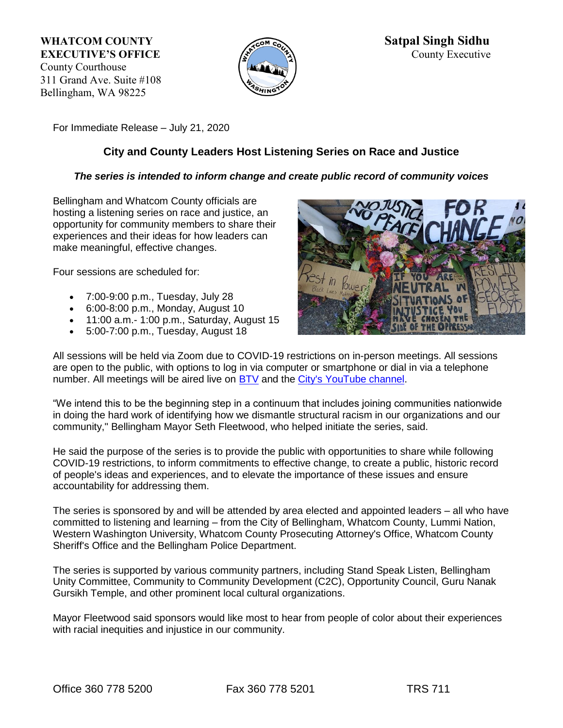**WHATCOM COUNTY**
**EXECUTIVE'S OFFICE**
County Courthouse
311 Grand Ave. Suite #108
Bellingham, WA 98225

**Satpal Singh Sidhu**
County Executive

For Immediate Release – July 21, 2020

## City and County Leaders Host Listening Series on Race and Justice

***The series is intended to inform change and create public record of community voices***

Bellingham and Whatcom County officials are hosting a listening series on race and justice, an opportunity for community members to share their experiences and their ideas for how leaders can make meaningful, effective changes.

Four sessions are scheduled for:

- 7:00-9:00 p.m., Tuesday, July 28
- 6:00-8:00 p.m., Monday, August 10
- 11:00 a.m.- 1:00 p.m., Saturday, August 15
- 5:00-7:00 p.m., Tuesday, August 18

All sessions will be held via Zoom due to COVID-19 restrictions on in-person meetings. All sessions are open to the public, with options to log in via computer or smartphone or dial in via a telephone number. All meetings will be aired live on BTV and the City's YouTube channel.

"We intend this to be the beginning step in a continuum that includes joining communities nationwide in doing the hard work of identifying how we dismantle structural racism in our organizations and our community," Bellingham Mayor Seth Fleetwood, who helped initiate the series, said.

He said the purpose of the series is to provide the public with opportunities to share while following COVID-19 restrictions, to inform commitments to effective change, to create a public, historic record of people's ideas and experiences, and to elevate the importance of these issues and ensure accountability for addressing them.

The series is sponsored by and will be attended by area elected and appointed leaders – all who have committed to listening and learning – from the City of Bellingham, Whatcom County, Lummi Nation, Western Washington University, Whatcom County Prosecuting Attorney's Office, Whatcom County Sheriff's Office and the Bellingham Police Department.

The series is supported by various community partners, including Stand Speak Listen, Bellingham Unity Committee, Community to Community Development (C2C), Opportunity Council, Guru Nanak Gursikh Temple, and other prominent local cultural organizations.

Mayor Fleetwood said sponsors would like most to hear from people of color about their experiences with racial inequities and injustice in our community.

Office 360 778 5200 Fax 360 778 5201 TRS 711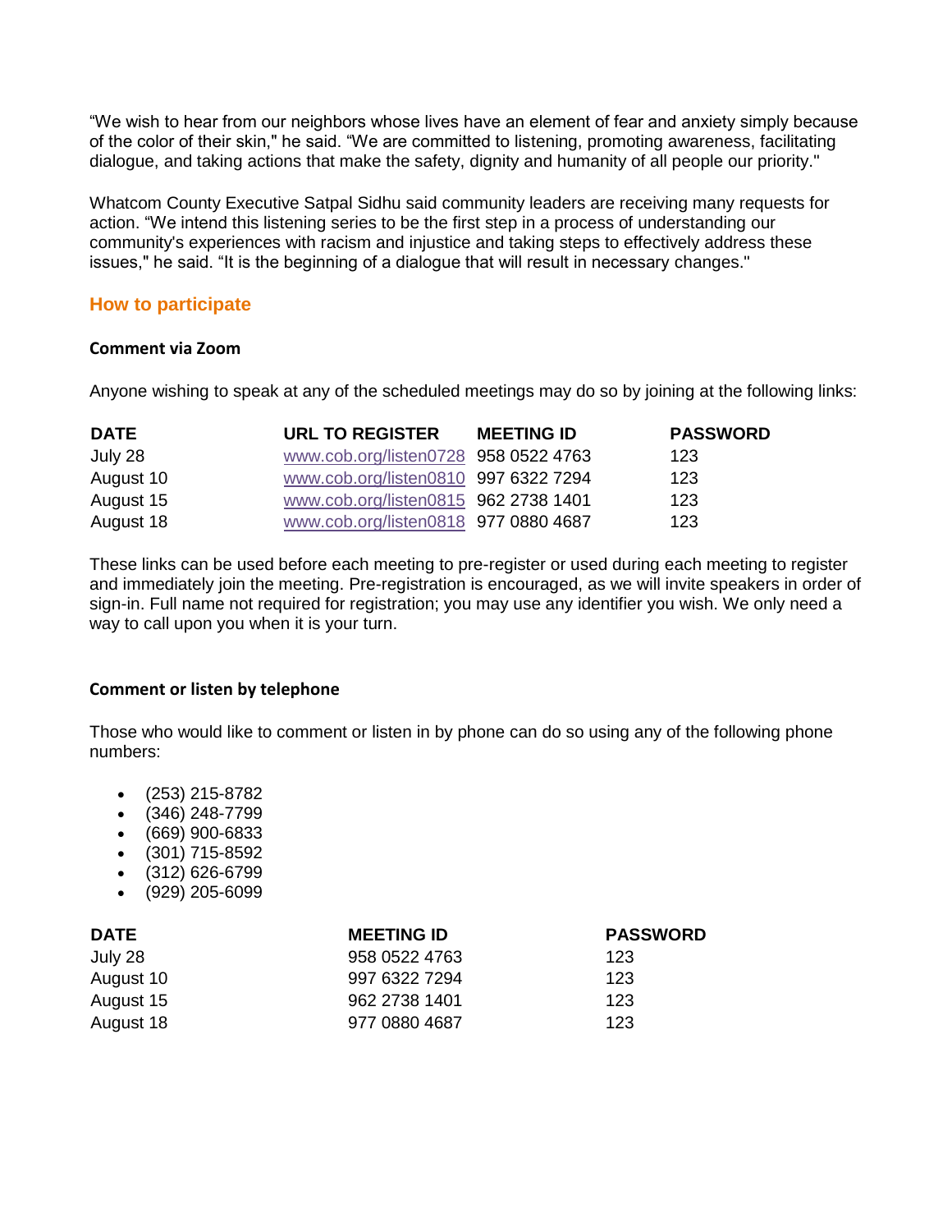“We wish to hear from our neighbors whose lives have an element of fear and anxiety simply because of the color of their skin," he said. “We are committed to listening, promoting awareness, facilitating dialogue, and taking actions that make the safety, dignity and humanity of all people our priority."

Whatcom County Executive Satpal Sidhu said community leaders are receiving many requests for action. “We intend this listening series to be the first step in a process of understanding our community's experiences with racism and injustice and taking steps to effectively address these issues," he said. “It is the beginning of a dialogue that will result in necessary changes."

## How to participate

### Comment via Zoom

Anyone wishing to speak at any of the scheduled meetings may do so by joining at the following links:

| DATE | URL TO REGISTER | MEETING ID | PASSWORD |
|---|---|---|---|
| July 28 | www.cob.org/listen0728 | 958 0522 4763 | 123 |
| August 10 | www.cob.org/listen0810 | 997 6322 7294 | 123 |
| August 15 | www.cob.org/listen0815 | 962 2738 1401 | 123 |
| August 18 | www.cob.org/listen0818 | 977 0880 4687 | 123 |

These links can be used before each meeting to pre-register or used during each meeting to register and immediately join the meeting. Pre-registration is encouraged, as we will invite speakers in order of sign-in. Full name not required for registration; you may use any identifier you wish. We only need a way to call upon you when it is your turn.

### Comment or listen by telephone

Those who would like to comment or listen in by phone can do so using any of the following phone numbers:

- (253) 215-8782
- (346) 248-7799
- (669) 900-6833
- (301) 715-8592
- (312) 626-6799
- (929) 205-6099

| DATE | MEETING ID | PASSWORD |
|---|---|---|
| July 28 | 958 0522 4763 | 123 |
| August 10 | 997 6322 7294 | 123 |
| August 15 | 962 2738 1401 | 123 |
| August 18 | 977 0880 4687 | 123 |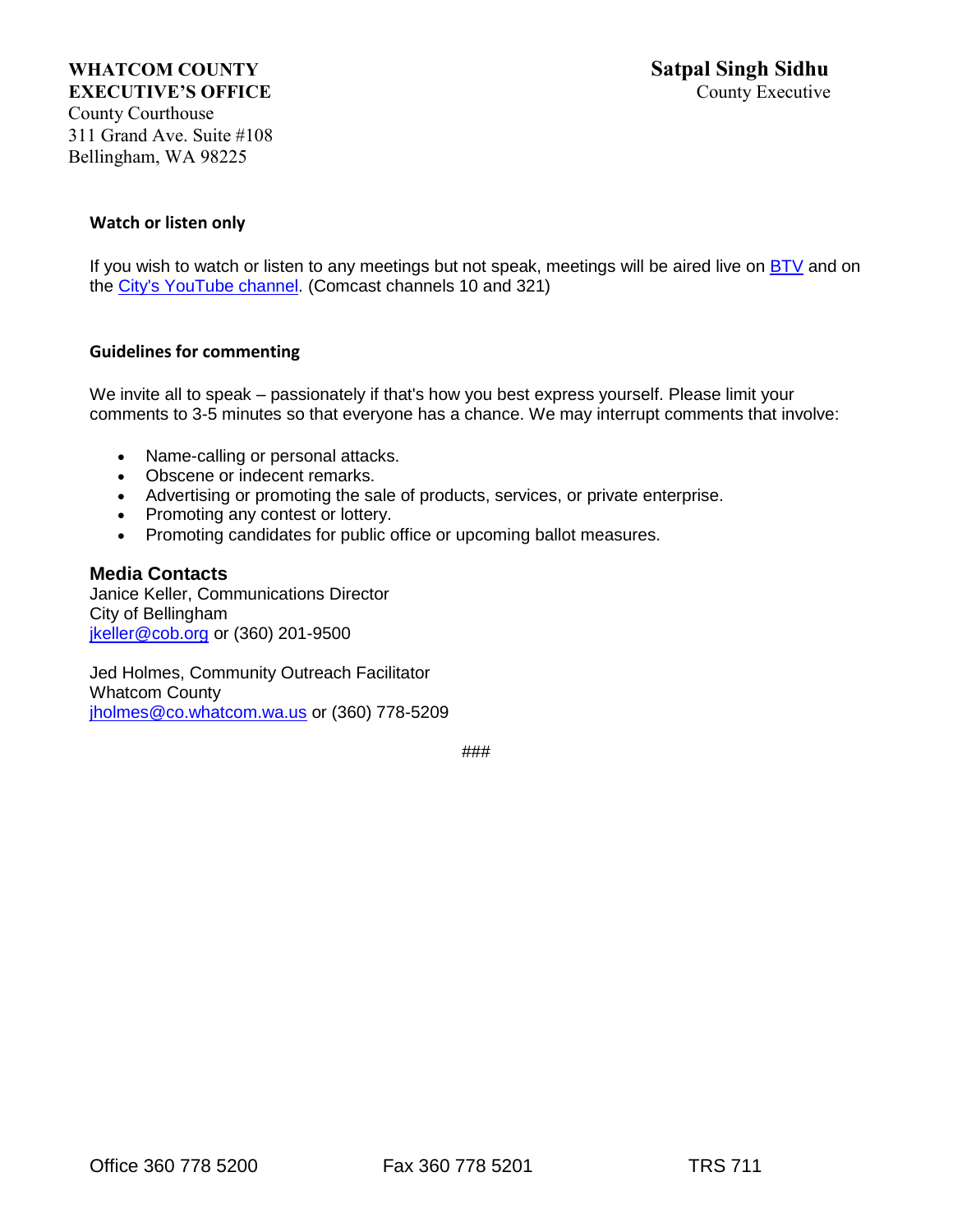**WHATCOM COUNTY EXECUTIVE'S OFFICE**
County Courthouse
311 Grand Ave. Suite #108
Bellingham, WA 98225

**Satpal Singh Sidhu**
County Executive

### Watch or listen only

If you wish to watch or listen to any meetings but not speak, meetings will be aired live on BTV and on the City's YouTube channel. (Comcast channels 10 and 321)

### Guidelines for commenting

We invite all to speak – passionately if that's how you best express yourself. Please limit your comments to 3-5 minutes so that everyone has a chance. We may interrupt comments that involve:

- Name-calling or personal attacks.
- Obscene or indecent remarks.
- Advertising or promoting the sale of products, services, or private enterprise.
- Promoting any contest or lottery.
- Promoting candidates for public office or upcoming ballot measures.

## Media Contacts

Janice Keller, Communications Director
City of Bellingham
jkeller@cob.org or (360) 201-9500

Jed Holmes, Community Outreach Facilitator
Whatcom County
jholmes@co.whatcom.wa.us or (360) 778-5209

###

Office 360 778 5200 Fax 360 778 5201 TRS 711